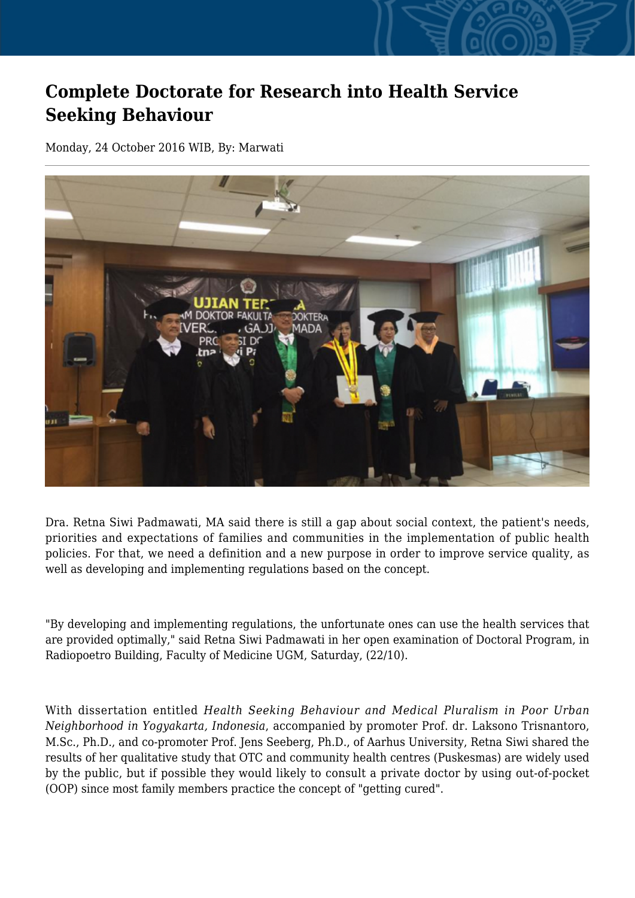# Complete Doctorate for Research into Health Service Seeking Behaviour

Monday, 24 October 2016 WIB, By: Marwati

Dra. Retna Siwi Padmawati, MA said there is still a gap about social context, the patient's needs, priorities and expectations of families and communities in the implementation of public health policies. For that, we need a definition and a new purpose in order to improve service quality, as well as developing and implementing regulations based on the concept.

"By developing and implementing regulations, the unfortunate ones can use the health services that are provided optimally," said Retna Siwi Padmawati in her open examination of Doctoral Program, in Radiopoetro Building, Faculty of Medicine UGM, Saturday, (22/10).

With dissertation entitled *Health Seeking Behaviour and Medical Pluralism in Poor Urban Neighborhood in Yogyakarta, Indonesia*, accompanied by promoter Prof. dr. Laksono Trisnantoro, M.Sc., Ph.D., and co-promoter Prof. Jens Seeberg, Ph.D., of Aarhus University, Retna Siwi shared the results of her qualitative study that OTC and community health centres (Puskesmas) are widely used by the public, but if possible they would likely to consult a private doctor by using out-of-pocket (OOP) since most family members practice the concept of "getting cured".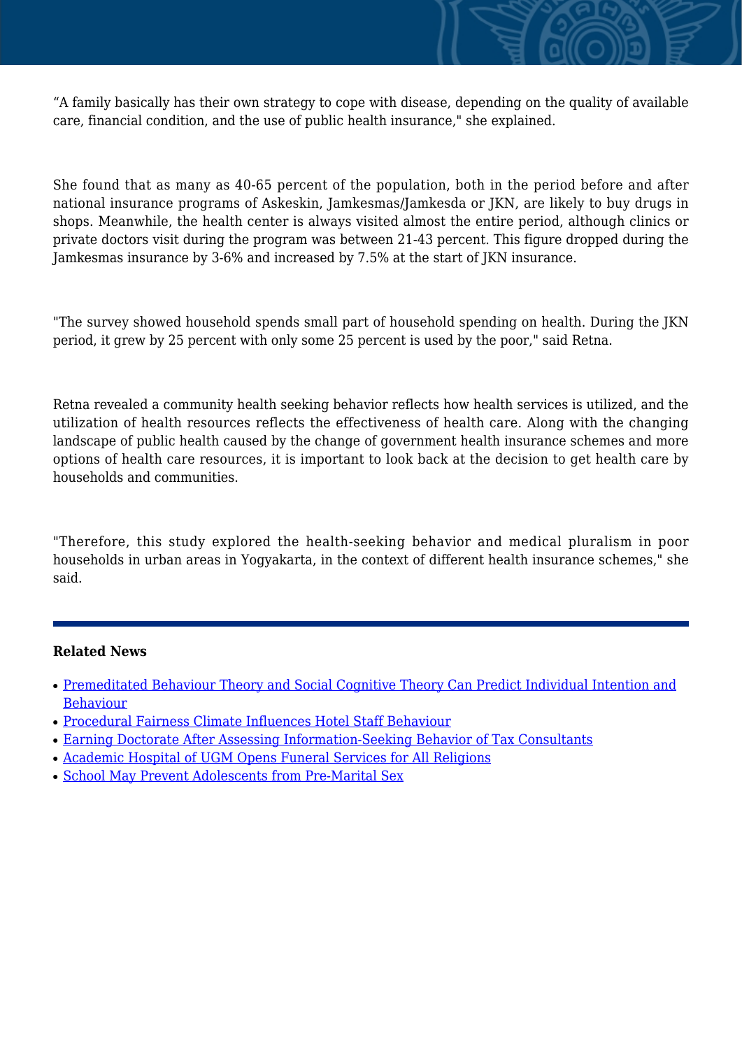“A family basically has their own strategy to cope with disease, depending on the quality of available care, financial condition, and the use of public health insurance," she explained.

She found that as many as 40-65 percent of the population, both in the period before and after national insurance programs of Askeskin, Jamkesmas/Jamkesda or JKN, are likely to buy drugs in shops. Meanwhile, the health center is always visited almost the entire period, although clinics or private doctors visit during the program was between 21-43 percent. This figure dropped during the Jamkesmas insurance by 3-6% and increased by 7.5% at the start of JKN insurance.

"The survey showed household spends small part of household spending on health. During the JKN period, it grew by 25 percent with only some 25 percent is used by the poor," said Retna.

Retna revealed a community health seeking behavior reflects how health services is utilized, and the utilization of health resources reflects the effectiveness of health care. Along with the changing landscape of public health caused by the change of government health insurance schemes and more options of health care resources, it is important to look back at the decision to get health care by households and communities.

"Therefore, this study explored the health-seeking behavior and medical pluralism in poor households in urban areas in Yogyakarta, in the context of different health insurance schemes," she said.

---

**Related News**

- Premeditated Behaviour Theory and Social Cognitive Theory Can Predict Individual Intention and Behaviour
- Procedural Fairness Climate Influences Hotel Staff Behaviour
- Earning Doctorate After Assessing Information-Seeking Behavior of Tax Consultants
- Academic Hospital of UGM Opens Funeral Services for All Religions
- School May Prevent Adolescents from Pre-Marital Sex